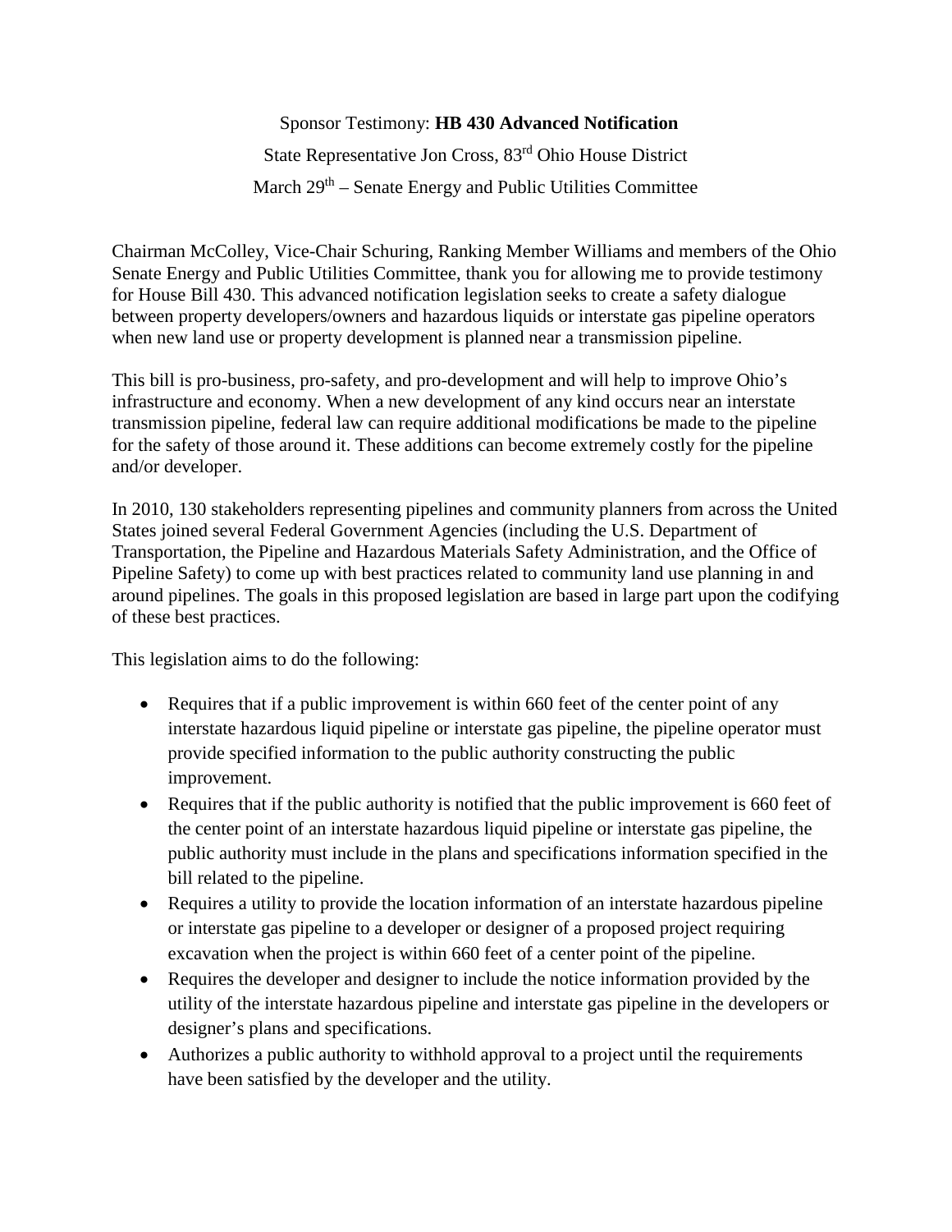Sponsor Testimony: **HB 430 Advanced Notification**

State Representative Jon Cross, 83rd Ohio House District

March 29th – Senate Energy and Public Utilities Committee

Chairman McColley, Vice-Chair Schuring, Ranking Member Williams and members of the Ohio Senate Energy and Public Utilities Committee, thank you for allowing me to provide testimony for House Bill 430. This advanced notification legislation seeks to create a safety dialogue between property developers/owners and hazardous liquids or interstate gas pipeline operators when new land use or property development is planned near a transmission pipeline.

This bill is pro-business, pro-safety, and pro-development and will help to improve Ohio's infrastructure and economy. When a new development of any kind occurs near an interstate transmission pipeline, federal law can require additional modifications be made to the pipeline for the safety of those around it. These additions can become extremely costly for the pipeline and/or developer.

In 2010, 130 stakeholders representing pipelines and community planners from across the United States joined several Federal Government Agencies (including the U.S. Department of Transportation, the Pipeline and Hazardous Materials Safety Administration, and the Office of Pipeline Safety) to come up with best practices related to community land use planning in and around pipelines. The goals in this proposed legislation are based in large part upon the codifying of these best practices.

This legislation aims to do the following:

- Requires that if a public improvement is within 660 feet of the center point of any interstate hazardous liquid pipeline or interstate gas pipeline, the pipeline operator must provide specified information to the public authority constructing the public improvement.
- Requires that if the public authority is notified that the public improvement is 660 feet of the center point of an interstate hazardous liquid pipeline or interstate gas pipeline, the public authority must include in the plans and specifications information specified in the bill related to the pipeline.
- Requires a utility to provide the location information of an interstate hazardous pipeline or interstate gas pipeline to a developer or designer of a proposed project requiring excavation when the project is within 660 feet of a center point of the pipeline.
- Requires the developer and designer to include the notice information provided by the utility of the interstate hazardous pipeline and interstate gas pipeline in the developers or designer's plans and specifications.
- Authorizes a public authority to withhold approval to a project until the requirements have been satisfied by the developer and the utility.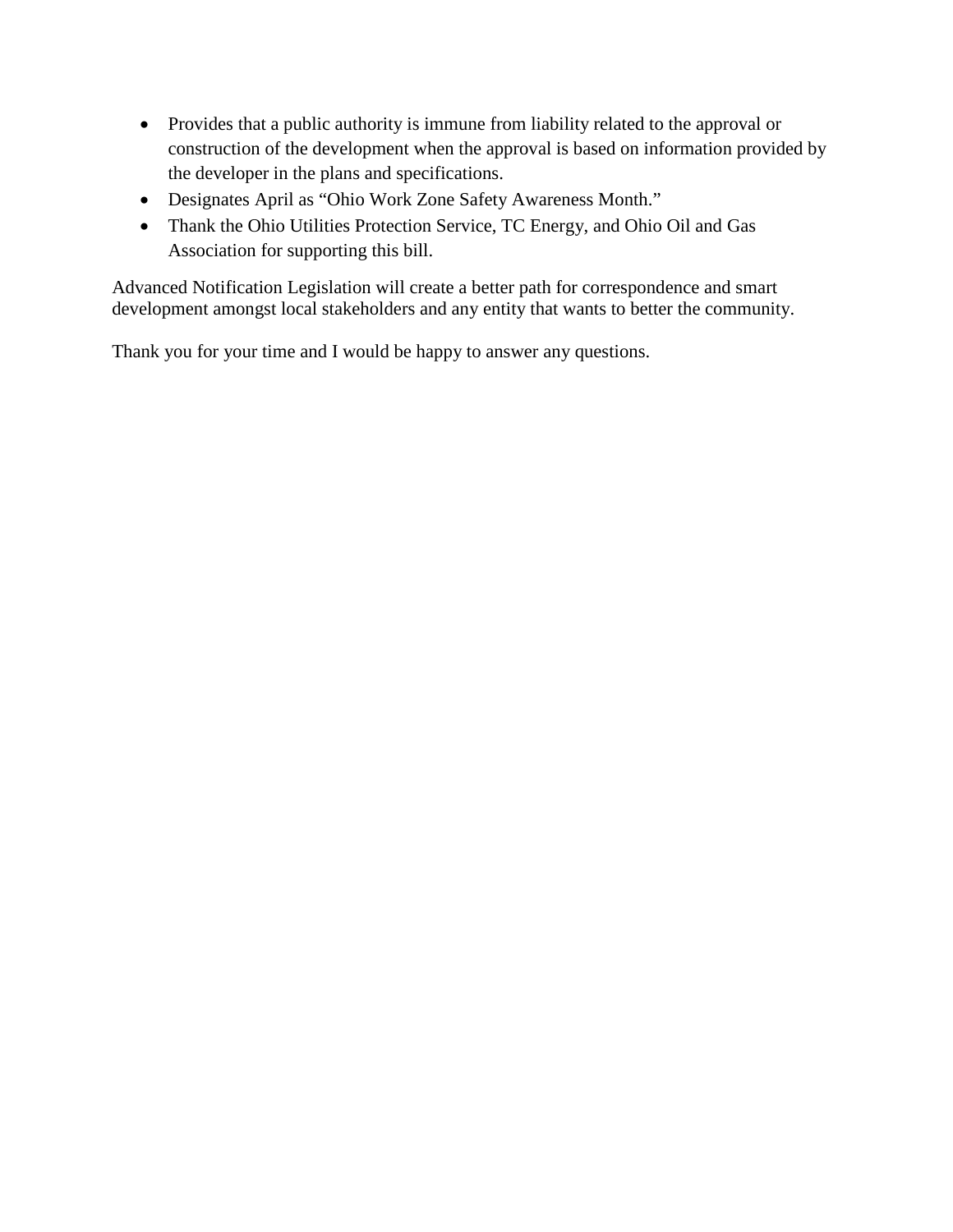- Provides that a public authority is immune from liability related to the approval or construction of the development when the approval is based on information provided by the developer in the plans and specifications.
- Designates April as "Ohio Work Zone Safety Awareness Month."
- Thank the Ohio Utilities Protection Service, TC Energy, and Ohio Oil and Gas Association for supporting this bill.

Advanced Notification Legislation will create a better path for correspondence and smart development amongst local stakeholders and any entity that wants to better the community.

Thank you for your time and I would be happy to answer any questions.